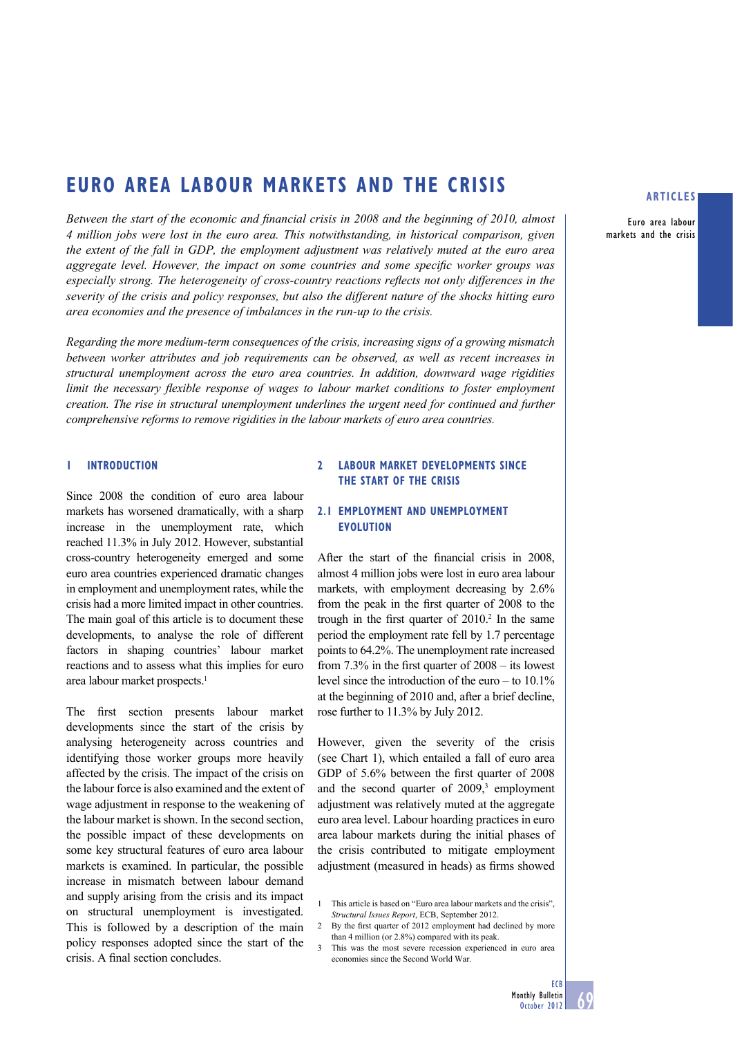# EURO AREA LABOUR MARKETS AND THE CRISIS

*Between the start of the economic and financial crisis in 2008 and the beginning of 2010, almost 4 million jobs were lost in the euro area. This notwithstanding, in historical comparison, given the extent of the fall in GDP, the employment adjustment was relatively muted at the euro area aggregate level. However, the impact on some countries and some specific worker groups was especially strong. The heterogeneity of cross-country reactions reflects not only differences in the severity of the crisis and policy responses, but also the different nature of the shocks hitting euro area economies and the presence of imbalances in the run-up to the crisis.*

*Regarding the more medium-term consequences of the crisis, increasing signs of a growing mismatch between worker attributes and job requirements can be observed, as well as recent increases in structural unemployment across the euro area countries. In addition, downward wage rigidities limit the necessary flexible response of wages to labour market conditions to foster employment creation. The rise in structural unemployment underlines the urgent need for continued and further comprehensive reforms to remove rigidities in the labour markets of euro area countries.*

## 1 INTRODUCTION

Since 2008 the condition of euro area labour markets has worsened dramatically, with a sharp increase in the unemployment rate, which reached 11.3% in July 2012. However, substantial cross-country heterogeneity emerged and some euro area countries experienced dramatic changes in employment and unemployment rates, while the crisis had a more limited impact in other countries. The main goal of this article is to document these developments, to analyse the role of different factors in shaping countries' labour market reactions and to assess what this implies for euro area labour market prospects.[1]

The first section presents labour market developments since the start of the crisis by analysing heterogeneity across countries and identifying those worker groups more heavily affected by the crisis. The impact of the crisis on the labour force is also examined and the extent of wage adjustment in response to the weakening of the labour market is shown. In the second section, the possible impact of these developments on some key structural features of euro area labour markets is examined. In particular, the possible increase in mismatch between labour demand and supply arising from the crisis and its impact on structural unemployment is investigated. This is followed by a description of the main policy responses adopted since the start of the crisis. A final section concludes.

## 2 LABOUR MARKET DEVELOPMENTS SINCE THE START OF THE CRISIS

### 2.1 EMPLOYMENT AND UNEMPLOYMENT EVOLUTION

After the start of the financial crisis in 2008, almost 4 million jobs were lost in euro area labour markets, with employment decreasing by 2.6% from the peak in the first quarter of 2008 to the trough in the first quarter of 2010.[2] In the same period the employment rate fell by 1.7 percentage points to 64.2%. The unemployment rate increased from 7.3% in the first quarter of 2008 – its lowest level since the introduction of the euro – to 10.1% at the beginning of 2010 and, after a brief decline, rose further to 11.3% by July 2012.

However, given the severity of the crisis (see Chart 1), which entailed a fall of euro area GDP of 5.6% between the first quarter of 2008 and the second quarter of 2009,[3] employment adjustment was relatively muted at the aggregate euro area level. Labour hoarding practices in euro area labour markets during the initial phases of the crisis contributed to mitigate employment adjustment (measured in heads) as firms showed

---

1 This article is based on "Euro area labour markets and the crisis", *Structural Issues Report*, ECB, September 2012.

2 By the first quarter of 2012 employment had declined by more than 4 million (or 2.8%) compared with its peak.

3 This was the most severe recession experienced in euro area economies since the Second World War.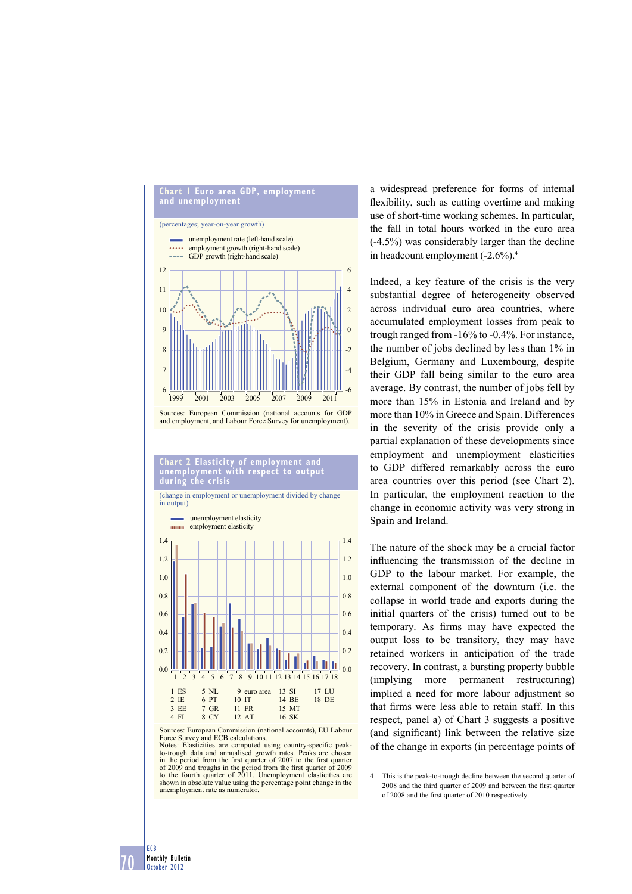**Chart 1 Euro area GDP, employment and unemployment**

(percentages; year-on-year growth)

- unemployment rate (left-hand scale)
- employment growth (right-hand scale)
- GDP growth (right-hand scale)

Sources: European Commission (national accounts for GDP and employment, and Labour Force Survey for unemployment).

**Chart 2 Elasticity of employment and unemployment with respect to output during the crisis**

(change in employment or unemployment divided by change in output)

- unemployment elasticity
- employment elasticity

| | | | | |
|---|---|---|---|---|
| 1 ES | 5 NL | 9 euro area | 13 SI | 17 LU |
| 2 IE | 6 PT | 10 IT | 14 BE | 18 DE |
| 3 EE | 7 GR | 11 FR | 15 MT | |
| 4 FI | 8 CY | 12 AT | 16 SK | |

Sources: European Commission (national accounts), EU Labour Force Survey and ECB calculations.
Notes: Elasticities are computed using country-specific peak-to-trough data and annualised growth rates. Peaks are chosen in the period from the first quarter of 2007 to the first quarter of 2009 and troughs in the period from the first quarter of 2009 to the fourth quarter of 2011. Unemployment elasticities are shown in absolute value using the percentage point change in the unemployment rate as numerator.

a widespread preference for forms of internal flexibility, such as cutting overtime and making use of short-time working schemes. In particular, the fall in total hours worked in the euro area (-4.5%) was considerably larger than the decline in headcount employment (-2.6%).[4]

Indeed, a key feature of the crisis is the very substantial degree of heterogeneity observed across individual euro area countries, where accumulated employment losses from peak to trough ranged from -16% to -0.4%. For instance, the number of jobs declined by less than 1% in Belgium, Germany and Luxembourg, despite their GDP fall being similar to the euro area average. By contrast, the number of jobs fell by more than 15% in Estonia and Ireland and by more than 10% in Greece and Spain. Differences in the severity of the crisis provide only a partial explanation of these developments since employment and unemployment elasticities to GDP differed remarkably across the euro area countries over this period (see Chart 2). In particular, the employment reaction to the change in economic activity was very strong in Spain and Ireland.

The nature of the shock may be a crucial factor influencing the transmission of the decline in GDP to the labour market. For example, the external component of the downturn (i.e. the collapse in world trade and exports during the initial quarters of the crisis) turned out to be temporary. As firms may have expected the output loss to be transitory, they may have retained workers in anticipation of the trade recovery. In contrast, a bursting property bubble (implying more permanent restructuring) implied a need for more labour adjustment so that firms were less able to retain staff. In this respect, panel a) of Chart 3 suggests a positive (and significant) link between the relative size of the change in exports (in percentage points of

4 This is the peak-to-trough decline between the second quarter of 2008 and the third quarter of 2009 and between the first quarter of 2008 and the first quarter of 2010 respectively.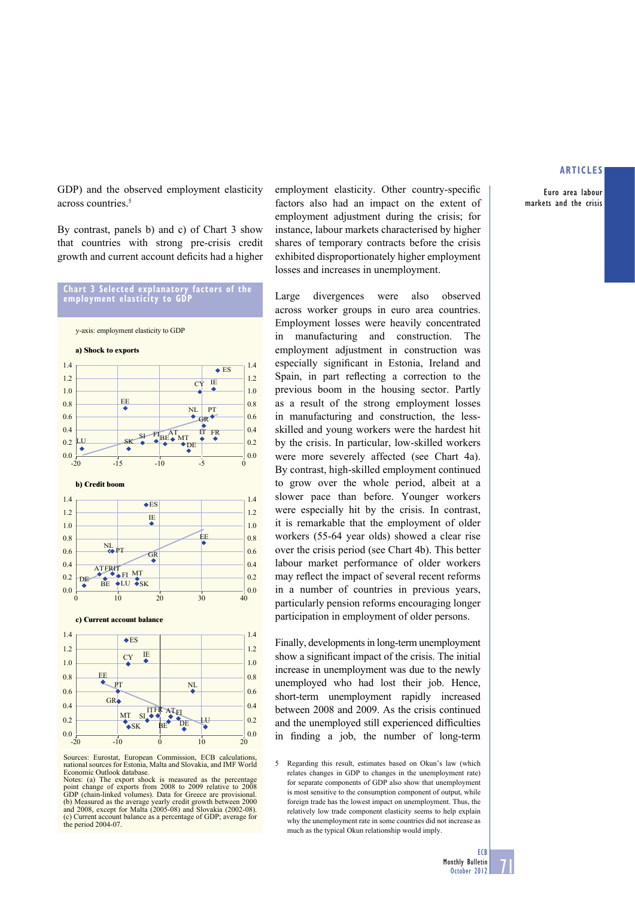GDP) and the observed employment elasticity across countries.[5]

By contrast, panels b) and c) of Chart 3 show that countries with strong pre-crisis credit growth and current account deficits had a higher employment elasticity. Other country-specific factors also had an impact on the extent of employment adjustment during the crisis; for instance, labour markets characterised by higher shares of temporary contracts before the crisis exhibited disproportionately higher employment losses and increases in unemployment.

**Chart 3 Selected explanatory factors of the employment elasticity to GDP**

y-axis: employment elasticity to GDP

**a) Shock to exports**

**b) Credit boom**

**c) Current account balance**

Sources: Eurostat, European Commission, ECB calculations, national sources for Estonia, Malta and Slovakia, and IMF World Economic Outlook database.
Notes: (a) The export shock is measured as the percentage point change of exports from 2008 to 2009 relative to 2008 GDP (chain-linked volumes). Data for Greece are provisional. (b) Measured as the average yearly credit growth between 2000 and 2008, except for Malta (2005-08) and Slovakia (2002-08). (c) Current account balance as a percentage of GDP; average for the period 2004-07.

Large divergences were also observed across worker groups in euro area countries. Employment losses were heavily concentrated in manufacturing and construction. The employment adjustment in construction was especially significant in Estonia, Ireland and Spain, in part reflecting a correction to the previous boom in the housing sector. Partly as a result of the strong employment losses in manufacturing and construction, the less-skilled and young workers were the hardest hit by the crisis. In particular, low-skilled workers were more severely affected (see Chart 4a). By contrast, high-skilled employment continued to grow over the whole period, albeit at a slower pace than before. Younger workers were especially hit by the crisis. In contrast, it is remarkable that the employment of older workers (55-64 year olds) showed a clear rise over the crisis period (see Chart 4b). This better labour market performance of older workers may reflect the impact of several recent reforms in a number of countries in previous years, particularly pension reforms encouraging longer participation in employment of older persons.

Finally, developments in long-term unemployment show a significant impact of the crisis. The initial increase in unemployment was due to the newly unemployed who had lost their job. Hence, short-term unemployment rapidly increased between 2008 and 2009. As the crisis continued and the unemployed still experienced difficulties in finding a job, the number of long-term

5 Regarding this result, estimates based on Okun's law (which relates changes in GDP to changes in the unemployment rate) for separate components of GDP also show that unemployment is most sensitive to the consumption component of output, while foreign trade has the lowest impact on unemployment. Thus, the relatively low trade component elasticity seems to help explain why the unemployment rate in some countries did not increase as much as the typical Okun relationship would imply.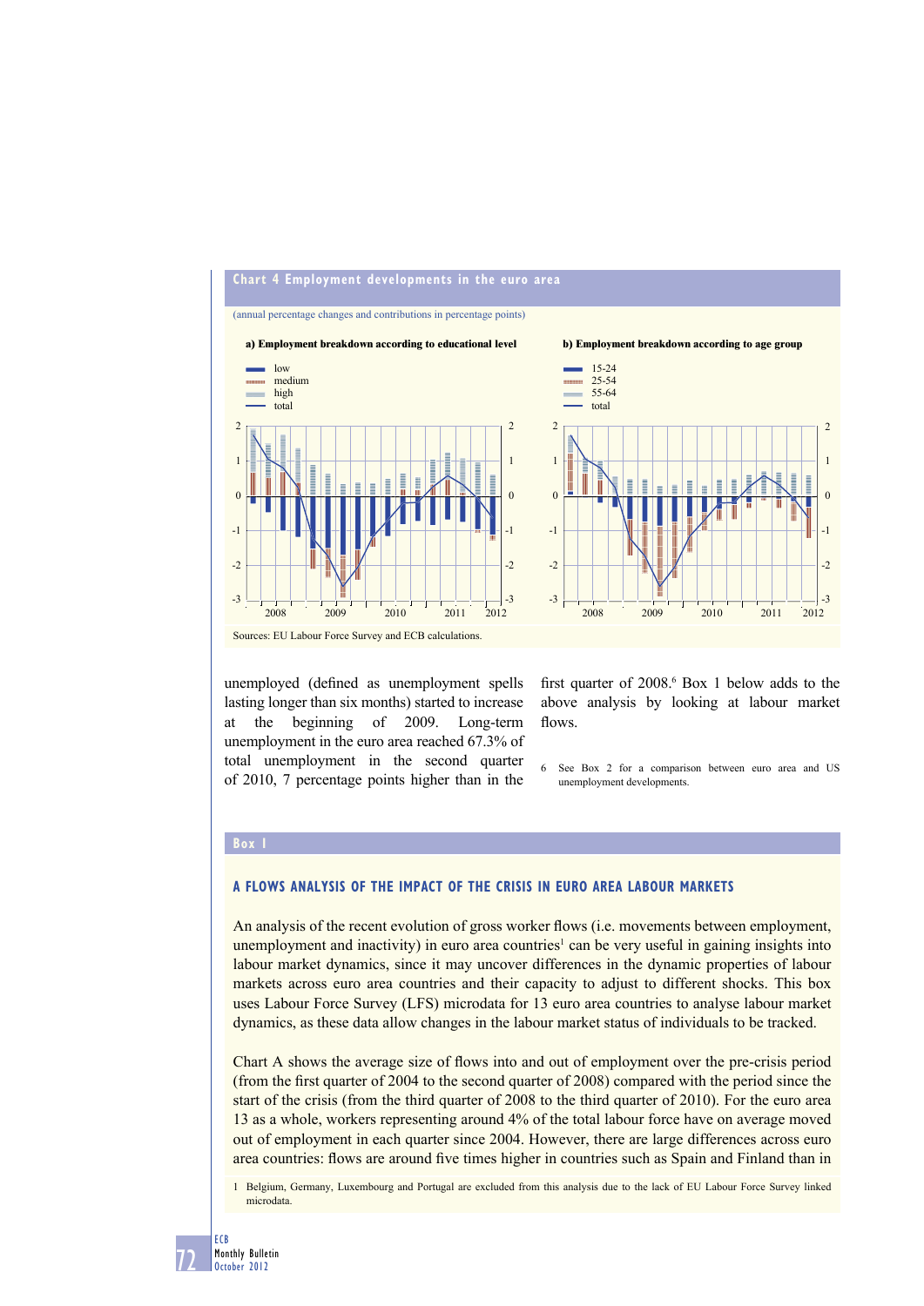**Chart 4 Employment developments in the euro area**

(annual percentage changes and contributions in percentage points)

a) Employment breakdown according to educational level

b) Employment breakdown according to age group

Sources: EU Labour Force Survey and ECB calculations.

unemployed (defined as unemployment spells lasting longer than six months) started to increase at the beginning of 2009. Long-term unemployment in the euro area reached 67.3% of total unemployment in the second quarter of 2010, 7 percentage points higher than in the first quarter of 2008.[6] Box 1 below adds to the above analysis by looking at labour market flows.

6 See Box 2 for a comparison between euro area and US unemployment developments.

**Box 1**

## A FLOWS ANALYSIS OF THE IMPACT OF THE CRISIS IN EURO AREA LABOUR MARKETS

An analysis of the recent evolution of gross worker flows (i.e. movements between employment, unemployment and inactivity) in euro area countries[1] can be very useful in gaining insights into labour market dynamics, since it may uncover differences in the dynamic properties of labour markets across euro area countries and their capacity to adjust to different shocks. This box uses Labour Force Survey (LFS) microdata for 13 euro area countries to analyse labour market dynamics, as these data allow changes in the labour market status of individuals to be tracked.

Chart A shows the average size of flows into and out of employment over the pre-crisis period (from the first quarter of 2004 to the second quarter of 2008) compared with the period since the start of the crisis (from the third quarter of 2008 to the third quarter of 2010). For the euro area 13 as a whole, workers representing around 4% of the total labour force have on average moved out of employment in each quarter since 2004. However, there are large differences across euro area countries: flows are around five times higher in countries such as Spain and Finland than in

1 Belgium, Germany, Luxembourg and Portugal are excluded from this analysis due to the lack of EU Labour Force Survey linked microdata.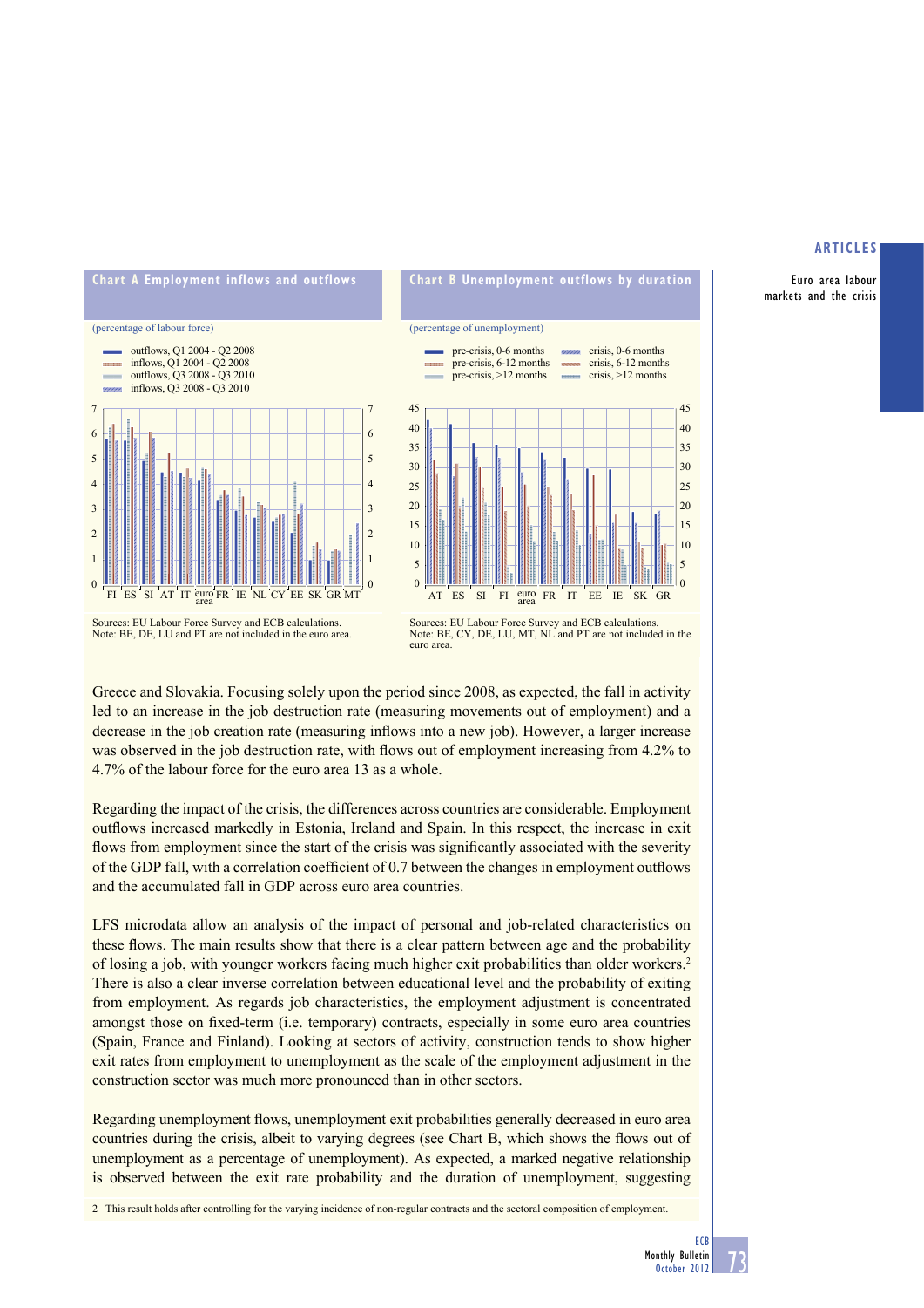### Chart A Employment inflows and outflows

(percentage of labour force)

- outflows, Q1 2004 - Q2 2008
- inflows, Q1 2004 - Q2 2008
- outflows, Q3 2008 - Q3 2010
- inflows, Q3 2008 - Q3 2010

Sources: EU Labour Force Survey and ECB calculations.
Note: BE, DE, LU and PT are not included in the euro area.

### Chart B Unemployment outflows by duration

(percentage of unemployment)

- pre-crisis, 0-6 months
- pre-crisis, 6-12 months
- pre-crisis, >12 months
- crisis, 0-6 months
- crisis, 6-12 months
- crisis, >12 months

Sources: EU Labour Force Survey and ECB calculations.
Note: BE, CY, DE, LU, MT, NL and PT are not included in the euro area.

Greece and Slovakia. Focusing solely upon the period since 2008, as expected, the fall in activity led to an increase in the job destruction rate (measuring movements out of employment) and a decrease in the job creation rate (measuring inflows into a new job). However, a larger increase was observed in the job destruction rate, with flows out of employment increasing from 4.2% to 4.7% of the labour force for the euro area 13 as a whole.

Regarding the impact of the crisis, the differences across countries are considerable. Employment outflows increased markedly in Estonia, Ireland and Spain. In this respect, the increase in exit flows from employment since the start of the crisis was significantly associated with the severity of the GDP fall, with a correlation coefficient of 0.7 between the changes in employment outflows and the accumulated fall in GDP across euro area countries.

LFS microdata allow an analysis of the impact of personal and job-related characteristics on these flows. The main results show that there is a clear pattern between age and the probability of losing a job, with younger workers facing much higher exit probabilities than older workers.[2] There is also a clear inverse correlation between educational level and the probability of exiting from employment. As regards job characteristics, the employment adjustment is concentrated amongst those on fixed-term (i.e. temporary) contracts, especially in some euro area countries (Spain, France and Finland). Looking at sectors of activity, construction tends to show higher exit rates from employment to unemployment as the scale of the employment adjustment in the construction sector was much more pronounced than in other sectors.

Regarding unemployment flows, unemployment exit probabilities generally decreased in euro area countries during the crisis, albeit to varying degrees (see Chart B, which shows the flows out of unemployment as a percentage of unemployment). As expected, a marked negative relationship is observed between the exit rate probability and the duration of unemployment, suggesting

2 This result holds after controlling for the varying incidence of non-regular contracts and the sectoral composition of employment.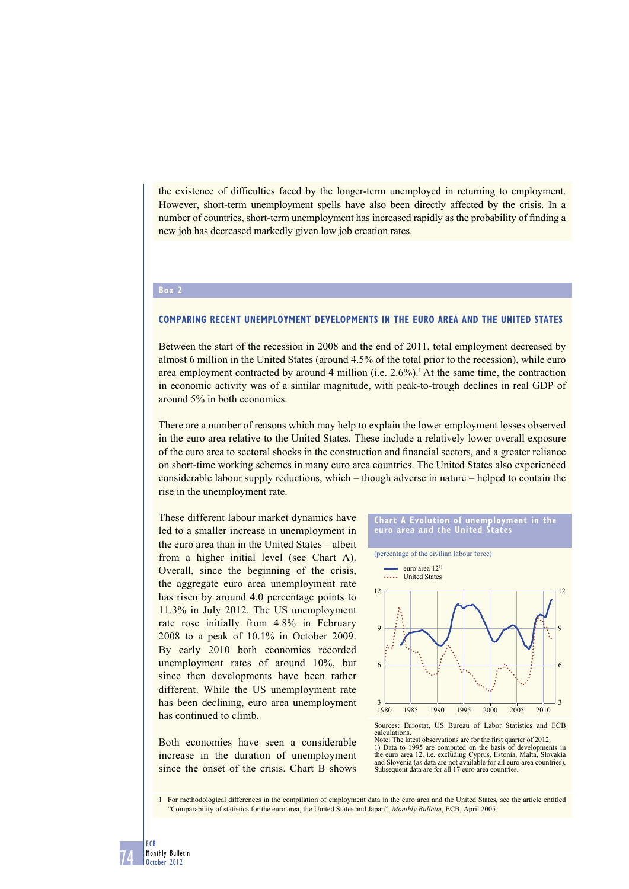the existence of difficulties faced by the longer-term unemployed in returning to employment. However, short-term unemployment spells have also been directly affected by the crisis. In a number of countries, short-term unemployment has increased rapidly as the probability of finding a new job has decreased markedly given low job creation rates.

**Box 2**

## COMPARING RECENT UNEMPLOYMENT DEVELOPMENTS IN THE EURO AREA AND THE UNITED STATES

Between the start of the recession in 2008 and the end of 2011, total employment decreased by almost 6 million in the United States (around 4.5% of the total prior to the recession), while euro area employment contracted by around 4 million (i.e. 2.6%).[1] At the same time, the contraction in economic activity was of a similar magnitude, with peak-to-trough declines in real GDP of around 5% in both economies.

There are a number of reasons which may help to explain the lower employment losses observed in the euro area relative to the United States. These include a relatively lower overall exposure of the euro area to sectoral shocks in the construction and financial sectors, and a greater reliance on short-time working schemes in many euro area countries. The United States also experienced considerable labour supply reductions, which – though adverse in nature – helped to contain the rise in the unemployment rate.

These different labour market dynamics have led to a smaller increase in unemployment in the euro area than in the United States – albeit from a higher initial level (see Chart A). Overall, since the beginning of the crisis, the aggregate euro area unemployment rate has risen by around 4.0 percentage points to 11.3% in July 2012. The US unemployment rate rose initially from 4.8% in February 2008 to a peak of 10.1% in October 2009. By early 2010 both economies recorded unemployment rates of around 10%, but since then developments have been rather different. While the US unemployment rate has been declining, euro area unemployment has continued to climb.

**Chart A Evolution of unemployment in the euro area and the United States**

(percentage of the civilian labour force)

Legend: euro area 12[1] (solid line); United States (dotted line)

Y-axis: 3, 6, 9, 12. X-axis: 1980, 1985, 1990, 1995, 2000, 2005, 2010.

Sources: Eurostat, US Bureau of Labor Statistics and ECB calculations.
Note: The latest observations are for the first quarter of 2012.
1) Data to 1995 are computed on the basis of developments in the euro area 12, i.e. excluding Cyprus, Estonia, Malta, Slovakia and Slovenia (as data are not available for all euro area countries). Subsequent data are for all 17 euro area countries.

Both economies have seen a considerable increase in the duration of unemployment since the onset of the crisis. Chart B shows

1 For methodological differences in the compilation of employment data in the euro area and the United States, see the article entitled "Comparability of statistics for the euro area, the United States and Japan", *Monthly Bulletin*, ECB, April 2005.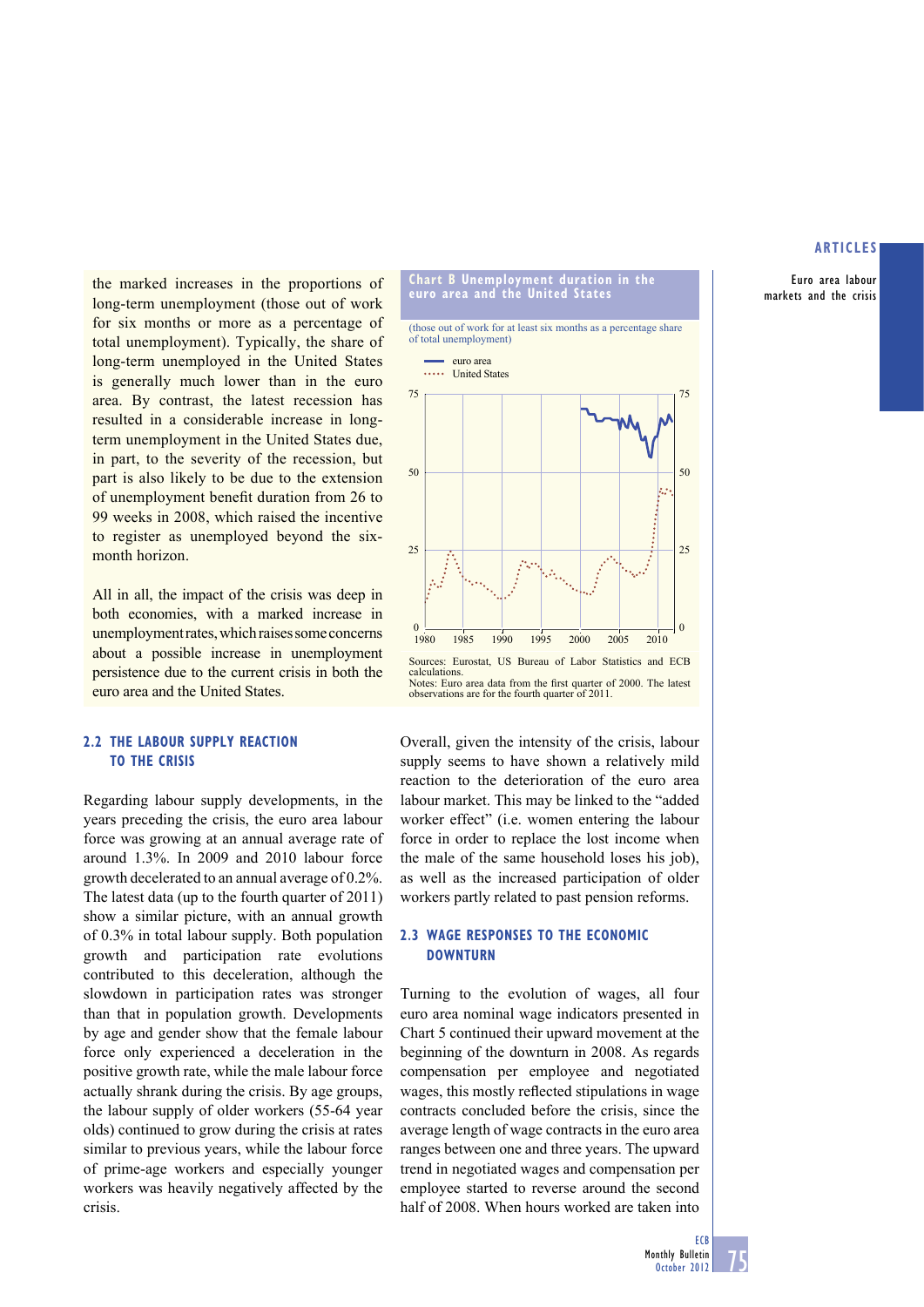the marked increases in the proportions of long-term unemployment (those out of work for six months or more as a percentage of total unemployment). Typically, the share of long-term unemployed in the United States is generally much lower than in the euro area. By contrast, the latest recession has resulted in a considerable increase in long-term unemployment in the United States due, in part, to the severity of the recession, but part is also likely to be due to the extension of unemployment benefit duration from 26 to 99 weeks in 2008, which raised the incentive to register as unemployed beyond the six-month horizon.

All in all, the impact of the crisis was deep in both economies, with a marked increase in unemployment rates, which raises some concerns about a possible increase in unemployment persistence due to the current crisis in both the euro area and the United States.

**Chart B Unemployment duration in the euro area and the United States**

(those out of work for at least six months as a percentage share of total unemployment)

Sources: Eurostat, US Bureau of Labor Statistics and ECB calculations.
Notes: Euro area data from the first quarter of 2000. The latest observations are for the fourth quarter of 2011.

## 2.2 THE LABOUR SUPPLY REACTION TO THE CRISIS

Regarding labour supply developments, in the years preceding the crisis, the euro area labour force was growing at an annual average rate of around 1.3%. In 2009 and 2010 labour force growth decelerated to an annual average of 0.2%. The latest data (up to the fourth quarter of 2011) show a similar picture, with an annual growth of 0.3% in total labour supply. Both population growth and participation rate evolutions contributed to this deceleration, although the slowdown in participation rates was stronger than that in population growth. Developments by age and gender show that the female labour force only experienced a deceleration in the positive growth rate, while the male labour force actually shrank during the crisis. By age groups, the labour supply of older workers (55-64 year olds) continued to grow during the crisis at rates similar to previous years, while the labour force of prime-age workers and especially younger workers was heavily negatively affected by the crisis.

Overall, given the intensity of the crisis, labour supply seems to have shown a relatively mild reaction to the deterioration of the euro area labour market. This may be linked to the "added worker effect" (i.e. women entering the labour force in order to replace the lost income when the male of the same household loses his job), as well as the increased participation of older workers partly related to past pension reforms.

## 2.3 WAGE RESPONSES TO THE ECONOMIC DOWNTURN

Turning to the evolution of wages, all four euro area nominal wage indicators presented in Chart 5 continued their upward movement at the beginning of the downturn in 2008. As regards compensation per employee and negotiated wages, this mostly reflected stipulations in wage contracts concluded before the crisis, since the average length of wage contracts in the euro area ranges between one and three years. The upward trend in negotiated wages and compensation per employee started to reverse around the second half of 2008. When hours worked are taken into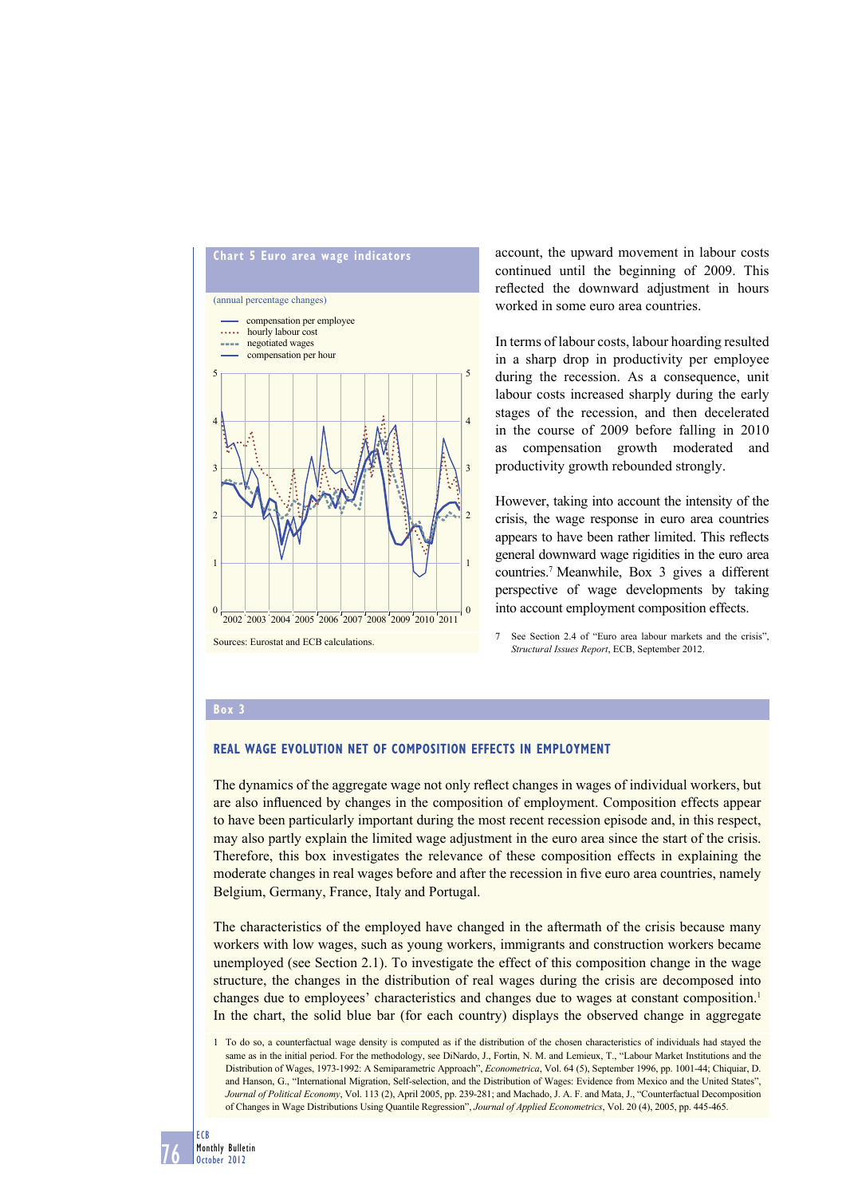**Chart 5 Euro area wage indicators**

(annual percentage changes)

- compensation per employee
- hourly labour cost
- negotiated wages
- compensation per hour

Sources: Eurostat and ECB calculations.

account, the upward movement in labour costs continued until the beginning of 2009. This reflected the downward adjustment in hours worked in some euro area countries.

In terms of labour costs, labour hoarding resulted in a sharp drop in productivity per employee during the recession. As a consequence, unit labour costs increased sharply during the early stages of the recession, and then decelerated in the course of 2009 before falling in 2010 as compensation growth moderated and productivity growth rebounded strongly.

However, taking into account the intensity of the crisis, the wage response in euro area countries appears to have been rather limited. This reflects general downward wage rigidities in the euro area countries.[7] Meanwhile, Box 3 gives a different perspective of wage developments by taking into account employment composition effects.

7 See Section 2.4 of "Euro area labour markets and the crisis", *Structural Issues Report*, ECB, September 2012.

## Box 3

### REAL WAGE EVOLUTION NET OF COMPOSITION EFFECTS IN EMPLOYMENT

The dynamics of the aggregate wage not only reflect changes in wages of individual workers, but are also influenced by changes in the composition of employment. Composition effects appear to have been particularly important during the most recent recession episode and, in this respect, may also partly explain the limited wage adjustment in the euro area since the start of the crisis. Therefore, this box investigates the relevance of these composition effects in explaining the moderate changes in real wages before and after the recession in five euro area countries, namely Belgium, Germany, France, Italy and Portugal.

The characteristics of the employed have changed in the aftermath of the crisis because many workers with low wages, such as young workers, immigrants and construction workers became unemployed (see Section 2.1). To investigate the effect of this composition change in the wage structure, the changes in the distribution of real wages during the crisis are decomposed into changes due to employees' characteristics and changes due to wages at constant composition.[1] In the chart, the solid blue bar (for each country) displays the observed change in aggregate

1 To do so, a counterfactual wage density is computed as if the distribution of the chosen characteristics of individuals had stayed the same as in the initial period. For the methodology, see DiNardo, J., Fortin, N. M. and Lemieux, T., "Labour Market Institutions and the Distribution of Wages, 1973-1992: A Semiparametric Approach", *Econometrica*, Vol. 64 (5), September 1996, pp. 1001-44; Chiquiar, D. and Hanson, G., "International Migration, Self-selection, and the Distribution of Wages: Evidence from Mexico and the United States", *Journal of Political Economy*, Vol. 113 (2), April 2005, pp. 239-281; and Machado, J. A. F. and Mata, J., "Counterfactual Decomposition of Changes in Wage Distributions Using Quantile Regression", *Journal of Applied Econometrics*, Vol. 20 (4), 2005, pp. 445-465.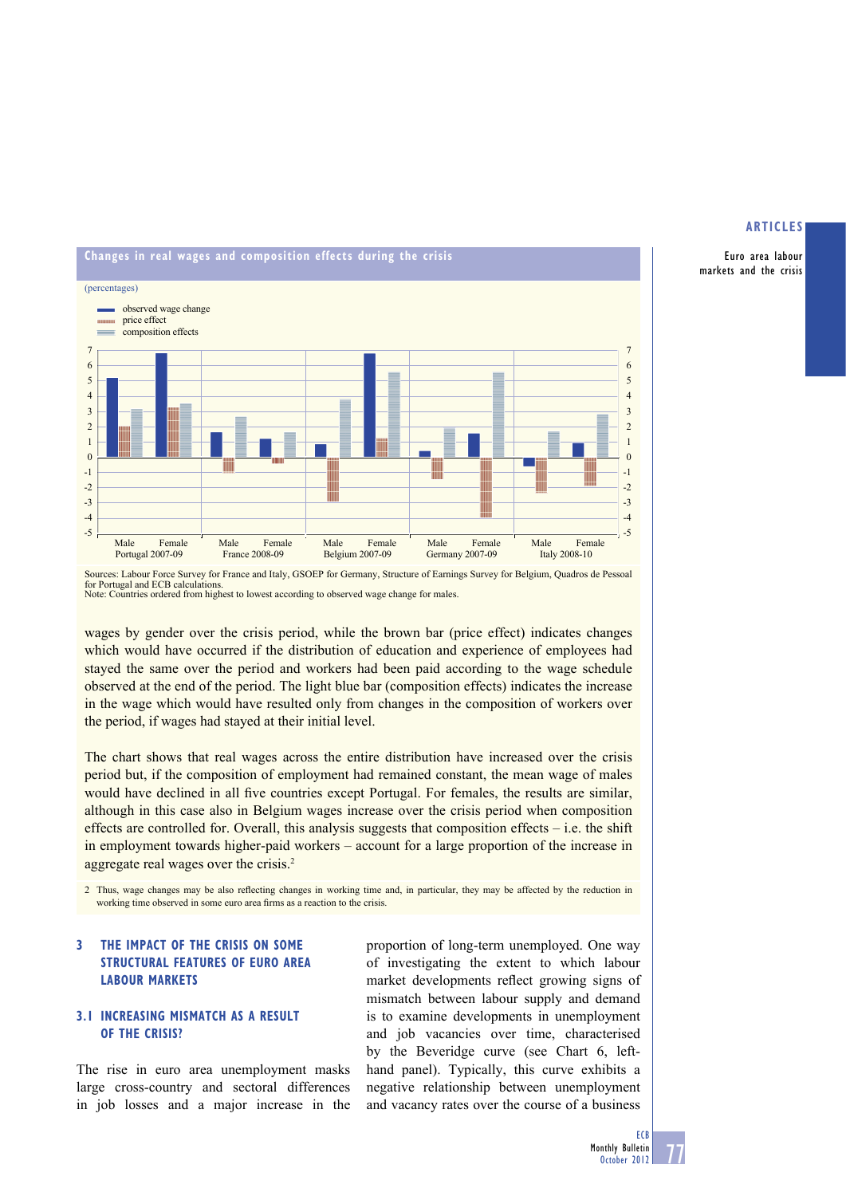**Changes in real wages and composition effects during the crisis**

(percentages)

- observed wage change
- price effect
- composition effects

Sources: Labour Force Survey for France and Italy, GSOEP for Germany, Structure of Earnings Survey for Belgium, Quadros de Pessoal for Portugal and ECB calculations.
Note: Countries ordered from highest to lowest according to observed wage change for males.

wages by gender over the crisis period, while the brown bar (price effect) indicates changes which would have occurred if the distribution of education and experience of employees had stayed the same over the period and workers had been paid according to the wage schedule observed at the end of the period. The light blue bar (composition effects) indicates the increase in the wage which would have resulted only from changes in the composition of workers over the period, if wages had stayed at their initial level.

The chart shows that real wages across the entire distribution have increased over the crisis period but, if the composition of employment had remained constant, the mean wage of males would have declined in all five countries except Portugal. For females, the results are similar, although in this case also in Belgium wages increase over the crisis period when composition effects are controlled for. Overall, this analysis suggests that composition effects – i.e. the shift in employment towards higher-paid workers – account for a large proportion of the increase in aggregate real wages over the crisis.[2]

2 Thus, wage changes may be also reflecting changes in working time and, in particular, they may be affected by the reduction in working time observed in some euro area firms as a reaction to the crisis.

## 3 THE IMPACT OF THE CRISIS ON SOME STRUCTURAL FEATURES OF EURO AREA LABOUR MARKETS

### 3.1 INCREASING MISMATCH AS A RESULT OF THE CRISIS?

The rise in euro area unemployment masks large cross-country and sectoral differences in job losses and a major increase in the proportion of long-term unemployed. One way of investigating the extent to which labour market developments reflect growing signs of mismatch between labour supply and demand is to examine developments in unemployment and job vacancies over time, characterised by the Beveridge curve (see Chart 6, left-hand panel). Typically, this curve exhibits a negative relationship between unemployment and vacancy rates over the course of a business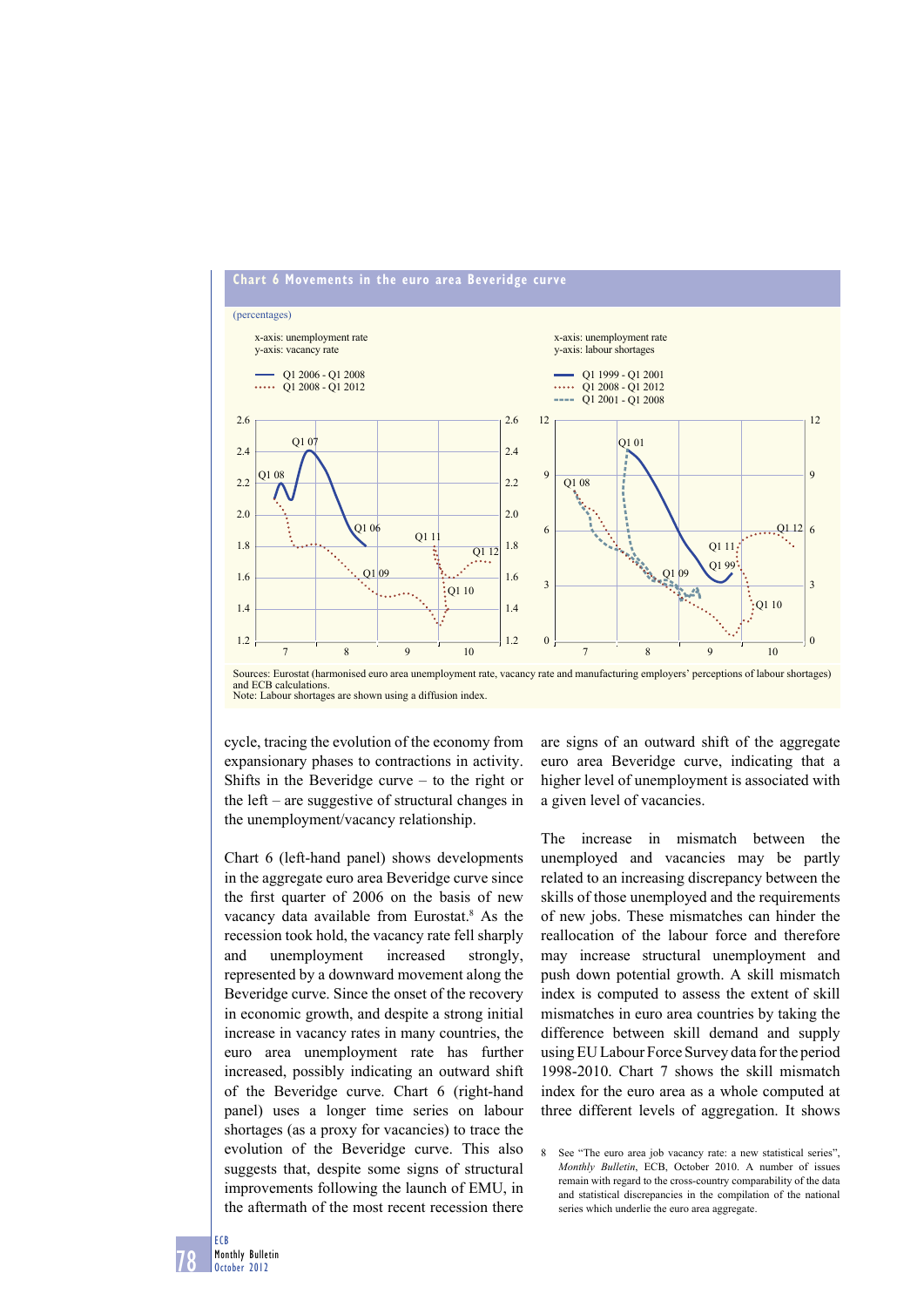**Chart 6 Movements in the euro area Beveridge curve**

(percentages)

x-axis: unemployment rate
y-axis: vacancy rate

Q1 2006 - Q1 2008
Q1 2008 - Q1 2012

x-axis: unemployment rate
y-axis: labour shortages

Q1 1999 - Q1 2001
Q1 2008 - Q1 2012
Q1 2001 - Q1 2008

Sources: Eurostat (harmonised euro area unemployment rate, vacancy rate and manufacturing employers' perceptions of labour shortages) and ECB calculations.
Note: Labour shortages are shown using a diffusion index.

cycle, tracing the evolution of the economy from expansionary phases to contractions in activity. Shifts in the Beveridge curve – to the right or the left – are suggestive of structural changes in the unemployment/vacancy relationship.

Chart 6 (left-hand panel) shows developments in the aggregate euro area Beveridge curve since the first quarter of 2006 on the basis of new vacancy data available from Eurostat.[8] As the recession took hold, the vacancy rate fell sharply and unemployment increased strongly, represented by a downward movement along the Beveridge curve. Since the onset of the recovery in economic growth, and despite a strong initial increase in vacancy rates in many countries, the euro area unemployment rate has further increased, possibly indicating an outward shift of the Beveridge curve. Chart 6 (right-hand panel) uses a longer time series on labour shortages (as a proxy for vacancies) to trace the evolution of the Beveridge curve. This also suggests that, despite some signs of structural improvements following the launch of EMU, in the aftermath of the most recent recession there are signs of an outward shift of the aggregate euro area Beveridge curve, indicating that a higher level of unemployment is associated with a given level of vacancies.

The increase in mismatch between the unemployed and vacancies may be partly related to an increasing discrepancy between the skills of those unemployed and the requirements of new jobs. These mismatches can hinder the reallocation of the labour force and therefore may increase structural unemployment and push down potential growth. A skill mismatch index is computed to assess the extent of skill mismatches in euro area countries by taking the difference between skill demand and supply using EU Labour Force Survey data for the period 1998-2010. Chart 7 shows the skill mismatch index for the euro area as a whole computed at three different levels of aggregation. It shows

8 See "The euro area job vacancy rate: a new statistical series", *Monthly Bulletin*, ECB, October 2010. A number of issues remain with regard to the cross-country comparability of the data and statistical discrepancies in the compilation of the national series which underlie the euro area aggregate.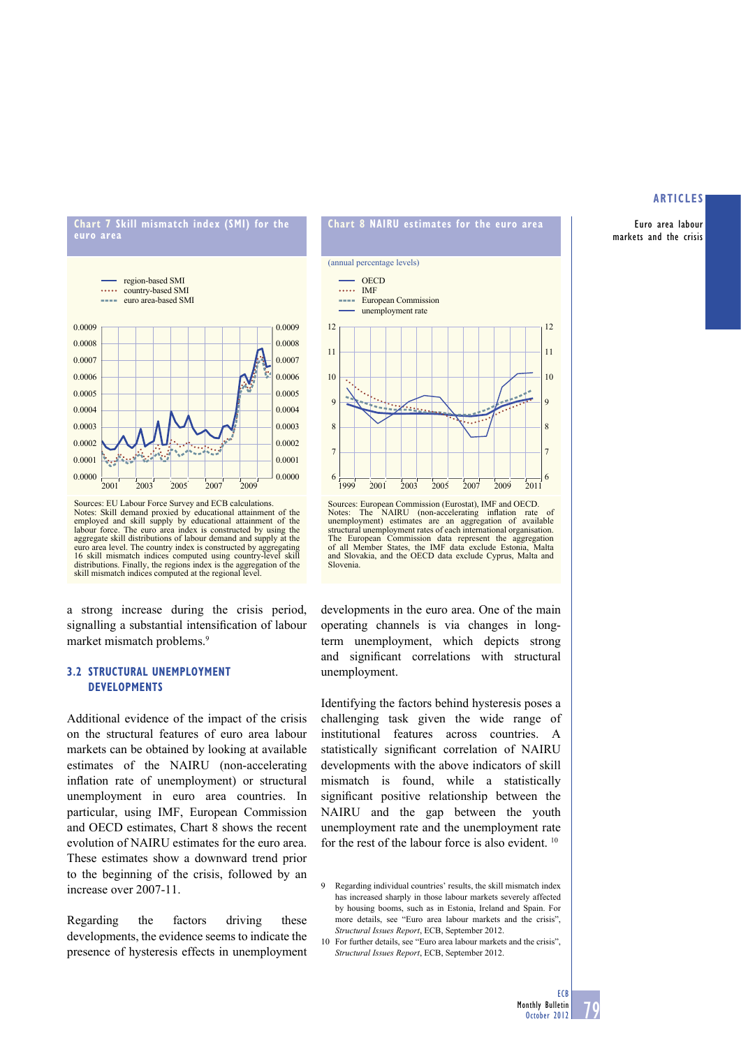**Chart 7 Skill mismatch index (SMI) for the euro area**

Sources: EU Labour Force Survey and ECB calculations.
Notes: Skill demand proxied by educational attainment of the employed and skill supply by educational attainment of the labour force. The euro area index is constructed by using the aggregate skill distributions of labour demand and supply at the euro area level. The country index is constructed by aggregating 16 skill mismatch indices computed using country-level skill distributions. Finally, the regions index is the aggregation of the skill mismatch indices computed at the regional level.

**Chart 8 NAIRU estimates for the euro area**

(annual percentage levels)

Sources: European Commission (Eurostat), IMF and OECD.
Notes: The NAIRU (non-accelerating inflation rate of unemployment) estimates are an aggregation of available structural unemployment rates of each international organisation. The European Commission data represent the aggregation of all Member States, the IMF data exclude Estonia, Malta and Slovakia, and the OECD data exclude Cyprus, Malta and Slovenia.

a strong increase during the crisis period, signalling a substantial intensification of labour market mismatch problems.[9]

### 3.2 STRUCTURAL UNEMPLOYMENT DEVELOPMENTS

Additional evidence of the impact of the crisis on the structural features of euro area labour markets can be obtained by looking at available estimates of the NAIRU (non-accelerating inflation rate of unemployment) or structural unemployment in euro area countries. In particular, using IMF, European Commission and OECD estimates, Chart 8 shows the recent evolution of NAIRU estimates for the euro area. These estimates show a downward trend prior to the beginning of the crisis, followed by an increase over 2007-11.

Regarding the factors driving these developments, the evidence seems to indicate the presence of hysteresis effects in unemployment developments in the euro area. One of the main operating channels is via changes in long-term unemployment, which depicts strong and significant correlations with structural unemployment.

Identifying the factors behind hysteresis poses a challenging task given the wide range of institutional features across countries. A statistically significant correlation of NAIRU developments with the above indicators of skill mismatch is found, while a statistically significant positive relationship between the NAIRU and the gap between the youth unemployment rate and the unemployment rate for the rest of the labour force is also evident.[10]

9 Regarding individual countries' results, the skill mismatch index has increased sharply in those labour markets severely affected by housing booms, such as in Estonia, Ireland and Spain. For more details, see "Euro area labour markets and the crisis", *Structural Issues Report*, ECB, September 2012.

10 For further details, see "Euro area labour markets and the crisis", *Structural Issues Report*, ECB, September 2012.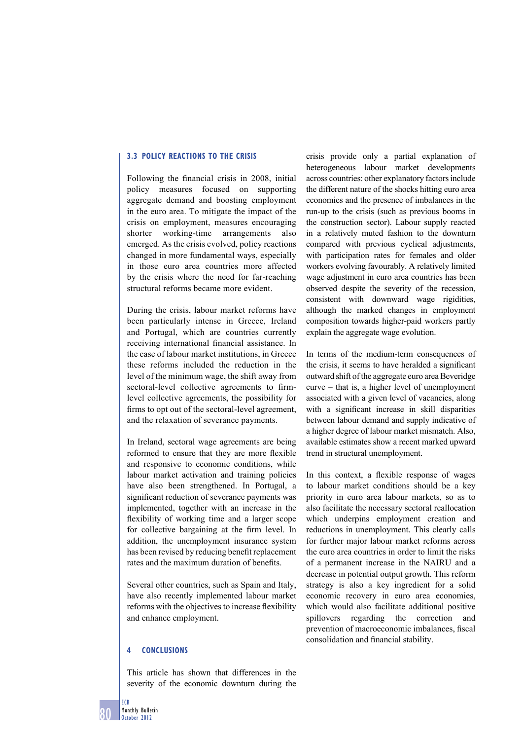### 3.3 POLICY REACTIONS TO THE CRISIS

Following the financial crisis in 2008, initial policy measures focused on supporting aggregate demand and boosting employment in the euro area. To mitigate the impact of the crisis on employment, measures encouraging shorter working-time arrangements also emerged. As the crisis evolved, policy reactions changed in more fundamental ways, especially in those euro area countries more affected by the crisis where the need for far-reaching structural reforms became more evident.

During the crisis, labour market reforms have been particularly intense in Greece, Ireland and Portugal, which are countries currently receiving international financial assistance. In the case of labour market institutions, in Greece these reforms included the reduction in the level of the minimum wage, the shift away from sectoral-level collective agreements to firm-level collective agreements, the possibility for firms to opt out of the sectoral-level agreement, and the relaxation of severance payments.

In Ireland, sectoral wage agreements are being reformed to ensure that they are more flexible and responsive to economic conditions, while labour market activation and training policies have also been strengthened. In Portugal, a significant reduction of severance payments was implemented, together with an increase in the flexibility of working time and a larger scope for collective bargaining at the firm level. In addition, the unemployment insurance system has been revised by reducing benefit replacement rates and the maximum duration of benefits.

Several other countries, such as Spain and Italy, have also recently implemented labour market reforms with the objectives to increase flexibility and enhance employment.

## 4 CONCLUSIONS

This article has shown that differences in the severity of the economic downturn during the crisis provide only a partial explanation of heterogeneous labour market developments across countries: other explanatory factors include the different nature of the shocks hitting euro area economies and the presence of imbalances in the run-up to the crisis (such as previous booms in the construction sector). Labour supply reacted in a relatively muted fashion to the downturn compared with previous cyclical adjustments, with participation rates for females and older workers evolving favourably. A relatively limited wage adjustment in euro area countries has been observed despite the severity of the recession, consistent with downward wage rigidities, although the marked changes in employment composition towards higher-paid workers partly explain the aggregate wage evolution.

In terms of the medium-term consequences of the crisis, it seems to have heralded a significant outward shift of the aggregate euro area Beveridge curve – that is, a higher level of unemployment associated with a given level of vacancies, along with a significant increase in skill disparities between labour demand and supply indicative of a higher degree of labour market mismatch. Also, available estimates show a recent marked upward trend in structural unemployment.

In this context, a flexible response of wages to labour market conditions should be a key priority in euro area labour markets, so as to also facilitate the necessary sectoral reallocation which underpins employment creation and reductions in unemployment. This clearly calls for further major labour market reforms across the euro area countries in order to limit the risks of a permanent increase in the NAIRU and a decrease in potential output growth. This reform strategy is also a key ingredient for a solid economic recovery in euro area economies, which would also facilitate additional positive spillovers regarding the correction and prevention of macroeconomic imbalances, fiscal consolidation and financial stability.